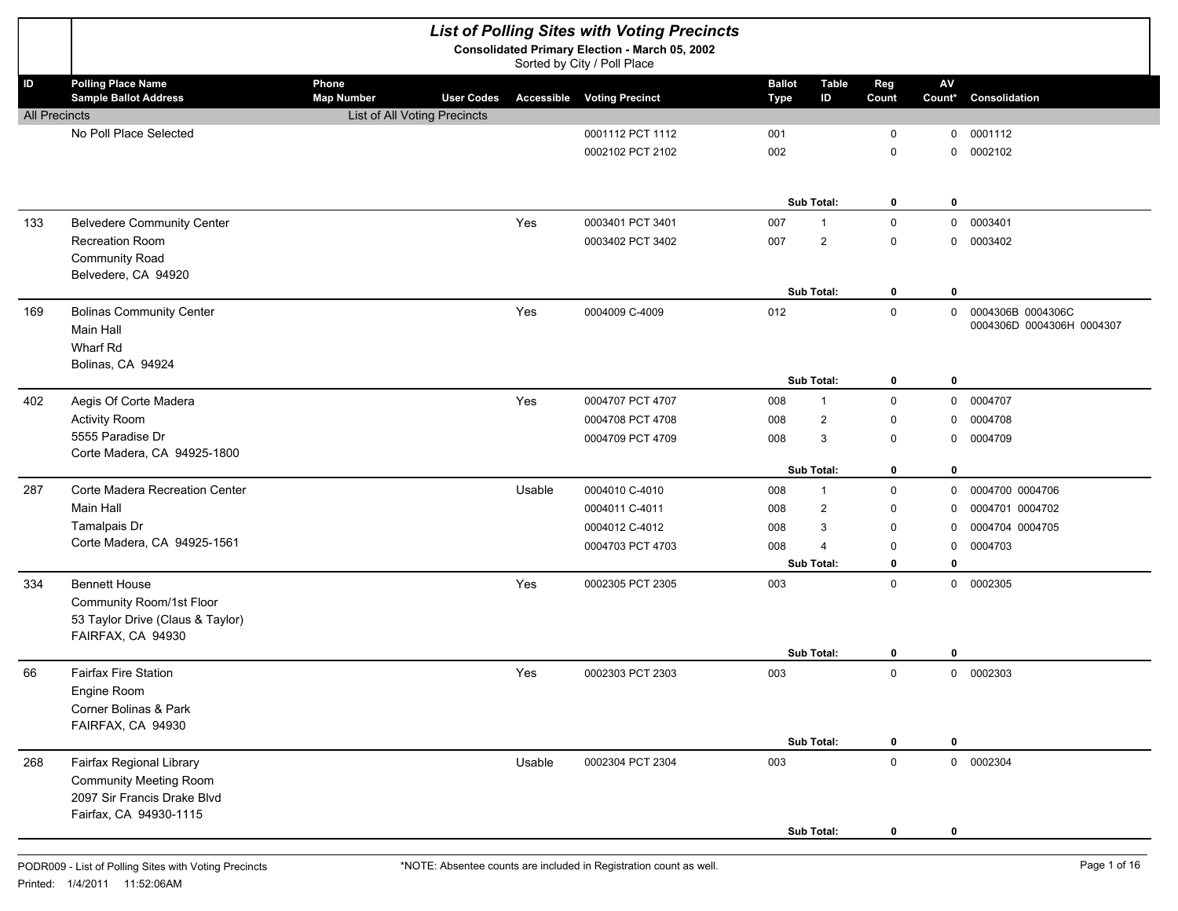# List of Polling Sites with Voting Precincts

**Consolidated Primary Election - March 05, 2002**

Sorted by City / Poll Place

| ID | Polling Place Name / Sample Ballot Address | Phone / Map Number | User Codes | Accessible | Voting Precinct | Ballot Type | Table ID | Reg Count | AV Count* | Consolidation |
|---|---|---|---|---|---|---|---|---|---|---|
| All Precincts | | List of All Voting Precincts | | | | | | | | |
| | No Poll Place Selected | | | | 0001112 PCT 1112 | 001 | | 0 | 0 | 0001112 |
| | | | | | 0002102 PCT 2102 | 002 | | 0 | 0 | 0002102 |
| | | | | | | | Sub Total: | **0** | **0** | |
| 133 | Belvedere Community Center | | | Yes | 0003401 PCT 3401 | 007 | 1 | 0 | 0 | 0003401 |
| | Recreation Room | | | | 0003402 PCT 3402 | 007 | 2 | 0 | 0 | 0003402 |
| | Community Road | | | | | | | | | |
| | Belvedere, CA 94920 | | | | | | | | | |
| | | | | | | | Sub Total: | **0** | **0** | |
| 169 | Bolinas Community Center | | | Yes | 0004009 C-4009 | 012 | | 0 | 0 | 0004306B 0004306C 0004306D 0004306H 0004307 |
| | Main Hall | | | | | | | | | |
| | Wharf Rd | | | | | | | | | |
| | Bolinas, CA 94924 | | | | | | | | | |
| | | | | | | | Sub Total: | **0** | **0** | |
| 402 | Aegis Of Corte Madera | | | Yes | 0004707 PCT 4707 | 008 | 1 | 0 | 0 | 0004707 |
| | Activity Room | | | | 0004708 PCT 4708 | 008 | 2 | 0 | 0 | 0004708 |
| | 5555 Paradise Dr | | | | 0004709 PCT 4709 | 008 | 3 | 0 | 0 | 0004709 |
| | Corte Madera, CA 94925-1800 | | | | | | | | | |
| | | | | | | | Sub Total: | **0** | **0** | |
| 287 | Corte Madera Recreation Center | | | Usable | 0004010 C-4010 | 008 | 1 | 0 | 0 | 0004700 0004706 |
| | Main Hall | | | | 0004011 C-4011 | 008 | 2 | 0 | 0 | 0004701 0004702 |
| | Tamalpais Dr | | | | 0004012 C-4012 | 008 | 3 | 0 | 0 | 0004704 0004705 |
| | Corte Madera, CA 94925-1561 | | | | 0004703 PCT 4703 | 008 | 4 | 0 | 0 | 0004703 |
| | | | | | | | Sub Total: | **0** | **0** | |
| 334 | Bennett House | | | Yes | 0002305 PCT 2305 | 003 | | 0 | 0 | 0002305 |
| | Community Room/1st Floor | | | | | | | | | |
| | 53 Taylor Drive (Claus & Taylor) | | | | | | | | | |
| | FAIRFAX, CA 94930 | | | | | | | | | |
| | | | | | | | Sub Total: | **0** | **0** | |
| 66 | Fairfax Fire Station | | | Yes | 0002303 PCT 2303 | 003 | | 0 | 0 | 0002303 |
| | Engine Room | | | | | | | | | |
| | Corner Bolinas & Park | | | | | | | | | |
| | FAIRFAX, CA 94930 | | | | | | | | | |
| | | | | | | | Sub Total: | **0** | **0** | |
| 268 | Fairfax Regional Library | | | Usable | 0002304 PCT 2304 | 003 | | 0 | 0 | 0002304 |
| | Community Meeting Room | | | | | | | | | |
| | 2097 Sir Francis Drake Blvd | | | | | | | | | |
| | Fairfax, CA 94930-1115 | | | | | | | | | |
| | | | | | | | Sub Total: | **0** | **0** | |

*NOTE: Absentee counts are included in Registration count as well.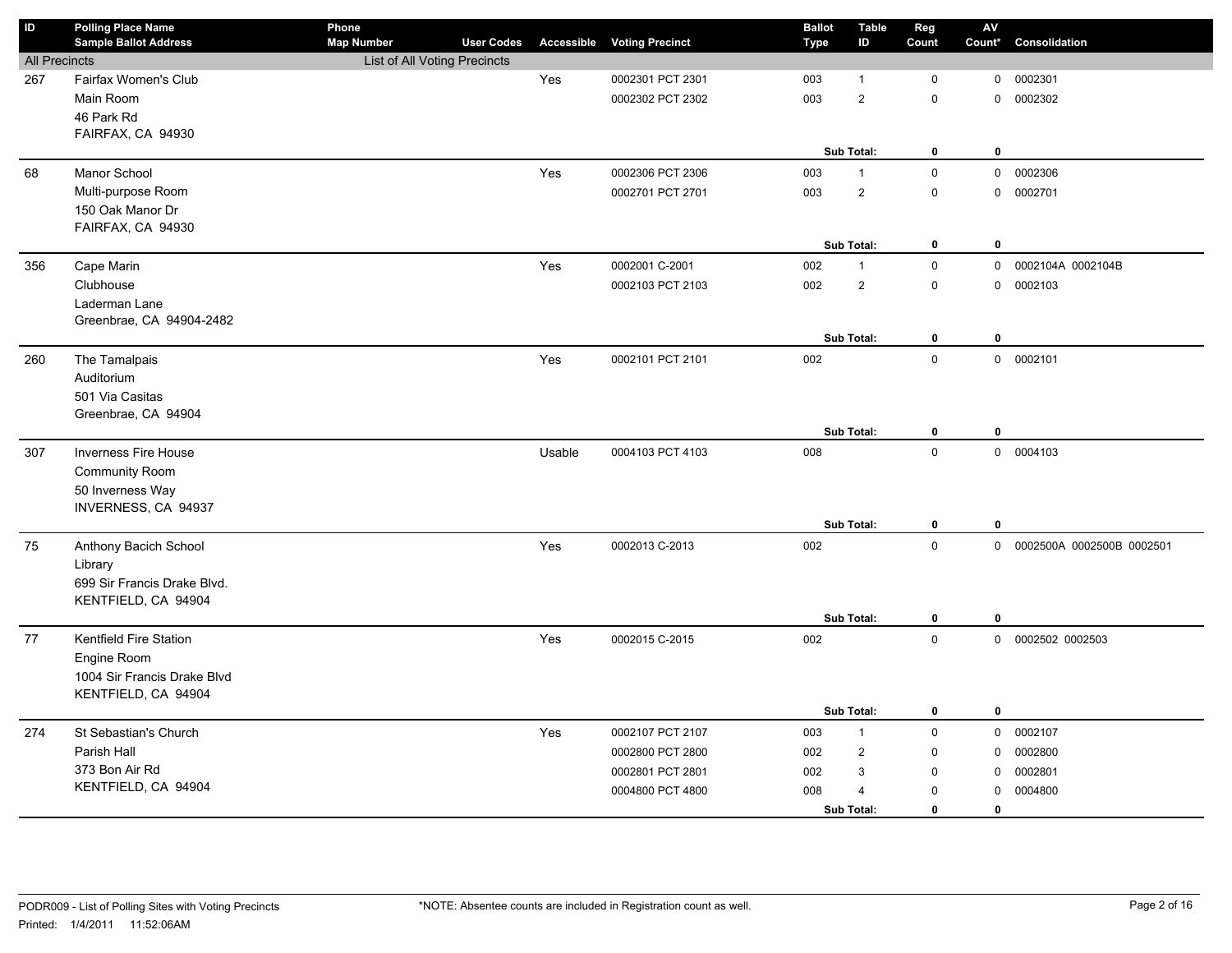| ID | Polling Place Name<br>Sample Ballot Address | Phone<br>Map Number | User Codes | Accessible | Voting Precinct | Ballot Type | Table ID | Reg Count | AV Count* | Consolidation |
|---|---|---|---|---|---|---|---|---|---|---|
| All Precincts | | List of All Voting Precincts | | | | | | | | |
| 267 | Fairfax Women's Club | | | Yes | 0002301 PCT 2301 | 003 | 1 | 0 | 0 | 0002301 |
| | Main Room | | | | 0002302 PCT 2302 | 003 | 2 | 0 | 0 | 0002302 |
| | 46 Park Rd | | | | | | | | | |
| | FAIRFAX, CA 94930 | | | | | | | | | |
| | | | | | | Sub Total: | | 0 | 0 | |
| 68 | Manor School | | | Yes | 0002306 PCT 2306 | 003 | 1 | 0 | 0 | 0002306 |
| | Multi-purpose Room | | | | 0002701 PCT 2701 | 003 | 2 | 0 | 0 | 0002701 |
| | 150 Oak Manor Dr | | | | | | | | | |
| | FAIRFAX, CA 94930 | | | | | | | | | |
| | | | | | | Sub Total: | | 0 | 0 | |
| 356 | Cape Marin | | | Yes | 0002001 C-2001 | 002 | 1 | 0 | 0 | 0002104A 0002104B |
| | Clubhouse | | | | 0002103 PCT 2103 | 002 | 2 | 0 | 0 | 0002103 |
| | Laderman Lane | | | | | | | | | |
| | Greenbrae, CA 94904-2482 | | | | | | | | | |
| | | | | | | Sub Total: | | 0 | 0 | |
| 260 | The Tamalpais | | | Yes | 0002101 PCT 2101 | 002 | | 0 | 0 | 0002101 |
| | Auditorium | | | | | | | | | |
| | 501 Via Casitas | | | | | | | | | |
| | Greenbrae, CA 94904 | | | | | | | | | |
| | | | | | | Sub Total: | | 0 | 0 | |
| 307 | Inverness Fire House | | | Usable | 0004103 PCT 4103 | 008 | | 0 | 0 | 0004103 |
| | Community Room | | | | | | | | | |
| | 50 Inverness Way | | | | | | | | | |
| | INVERNESS, CA 94937 | | | | | | | | | |
| | | | | | | Sub Total: | | 0 | 0 | |
| 75 | Anthony Bacich School | | | Yes | 0002013 C-2013 | 002 | | 0 | 0 | 0002500A 0002500B 0002501 |
| | Library | | | | | | | | | |
| | 699 Sir Francis Drake Blvd. | | | | | | | | | |
| | KENTFIELD, CA 94904 | | | | | | | | | |
| | | | | | | Sub Total: | | 0 | 0 | |
| 77 | Kentfield Fire Station | | | Yes | 0002015 C-2015 | 002 | | 0 | 0 | 0002502 0002503 |
| | Engine Room | | | | | | | | | |
| | 1004 Sir Francis Drake Blvd | | | | | | | | | |
| | KENTFIELD, CA 94904 | | | | | | | | | |
| | | | | | | Sub Total: | | 0 | 0 | |
| 274 | St Sebastian's Church | | | Yes | 0002107 PCT 2107 | 003 | 1 | 0 | 0 | 0002107 |
| | Parish Hall | | | | 0002800 PCT 2800 | 002 | 2 | 0 | 0 | 0002800 |
| | 373 Bon Air Rd | | | | 0002801 PCT 2801 | 002 | 3 | 0 | 0 | 0002801 |
| | KENTFIELD, CA 94904 | | | | 0004800 PCT 4800 | 008 | 4 | 0 | 0 | 0004800 |
| | | | | | | Sub Total: | | 0 | 0 | |

PODR009 - List of Polling Sites with Voting Precincts

Printed: 1/4/2011 11:52:06AM

*NOTE: Absentee counts are included in Registration count as well.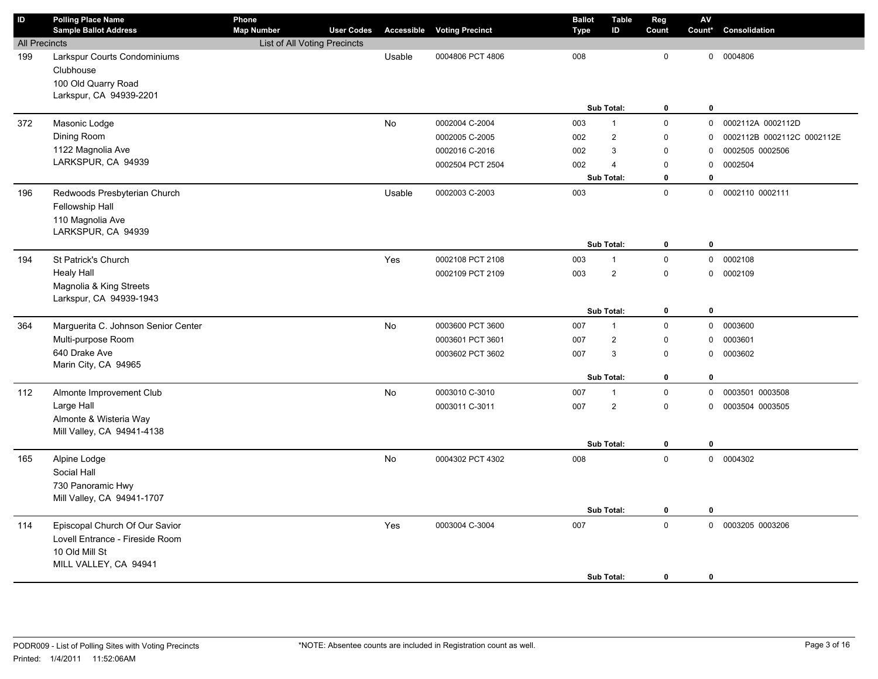| ID | Polling Place Name / Sample Ballot Address | Phone / Map Number | User Codes | Accessible | Voting Precinct | Ballot Type | Table ID | Reg Count | AV Count* | Consolidation |
|---|---|---|---|---|---|---|---|---|---|---|
| All Precincts | | List of All Voting Precincts | | | | | | | | |
| 199 | Larkspur Courts Condominiums<br>Clubhouse<br>100 Old Quarry Road<br>Larkspur, CA 94939-2201 | | | Usable | 0004806 PCT 4806 | 008 | | 0 | 0 | 0004806 |
| | | | | | | | **Sub Total:** | **0** | **0** | |
| 372 | Masonic Lodge<br>Dining Room<br>1122 Magnolia Ave<br>LARKSPUR, CA 94939 | | | No | 0002004 C-2004 | 003 | 1 | 0 | 0 | 0002112A 0002112D |
| | | | | | 0002005 C-2005 | 002 | 2 | 0 | 0 | 0002112B 0002112C 0002112E |
| | | | | | 0002016 C-2016 | 002 | 3 | 0 | 0 | 0002505 0002506 |
| | | | | | 0002504 PCT 2504 | 002 | 4 | 0 | 0 | 0002504 |
| | | | | | | | **Sub Total:** | **0** | **0** | |
| 196 | Redwoods Presbyterian Church<br>Fellowship Hall<br>110 Magnolia Ave<br>LARKSPUR, CA 94939 | | | Usable | 0002003 C-2003 | 003 | | 0 | 0 | 0002110 0002111 |
| | | | | | | | **Sub Total:** | **0** | **0** | |
| 194 | St Patrick's Church<br>Healy Hall<br>Magnolia & King Streets<br>Larkspur, CA 94939-1943 | | | Yes | 0002108 PCT 2108 | 003 | 1 | 0 | 0 | 0002108 |
| | | | | | 0002109 PCT 2109 | 003 | 2 | 0 | 0 | 0002109 |
| | | | | | | | **Sub Total:** | **0** | **0** | |
| 364 | Marguerita C. Johnson Senior Center<br>Multi-purpose Room<br>640 Drake Ave<br>Marin City, CA 94965 | | | No | 0003600 PCT 3600 | 007 | 1 | 0 | 0 | 0003600 |
| | | | | | 0003601 PCT 3601 | 007 | 2 | 0 | 0 | 0003601 |
| | | | | | 0003602 PCT 3602 | 007 | 3 | 0 | 0 | 0003602 |
| | | | | | | | **Sub Total:** | **0** | **0** | |
| 112 | Almonte Improvement Club<br>Large Hall<br>Almonte & Wisteria Way<br>Mill Valley, CA 94941-4138 | | | No | 0003010 C-3010 | 007 | 1 | 0 | 0 | 0003501 0003508 |
| | | | | | 0003011 C-3011 | 007 | 2 | 0 | 0 | 0003504 0003505 |
| | | | | | | | **Sub Total:** | **0** | **0** | |
| 165 | Alpine Lodge<br>Social Hall<br>730 Panoramic Hwy<br>Mill Valley, CA 94941-1707 | | | No | 0004302 PCT 4302 | 008 | | 0 | 0 | 0004302 |
| | | | | | | | **Sub Total:** | **0** | **0** | |
| 114 | Episcopal Church Of Our Savior<br>Lovell Entrance - Fireside Room<br>10 Old Mill St<br>MILL VALLEY, CA 94941 | | | Yes | 0003004 C-3004 | 007 | | 0 | 0 | 0003205 0003206 |
| | | | | | | | **Sub Total:** | **0** | **0** | |

PODR009 - List of Polling Sites with Voting Precincts
Printed: 1/4/2011 11:52:06AM

*NOTE: Absentee counts are included in Registration count as well.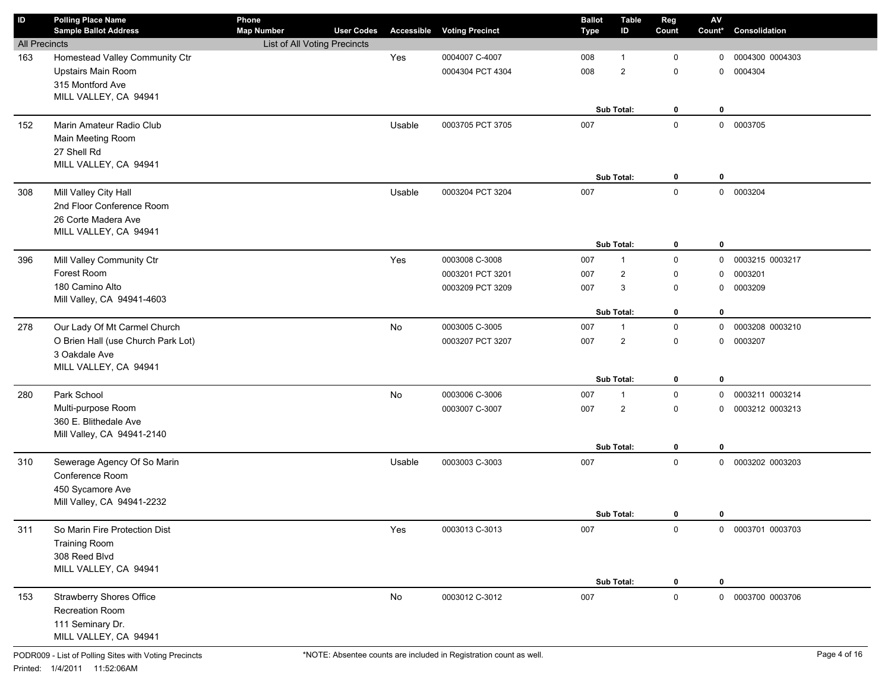| ID | Polling Place Name<br>Sample Ballot Address | Phone<br>Map Number | User Codes | Accessible | Voting Precinct | Ballot Type | Table ID | Reg Count | AV Count* | Consolidation |
|---|---|---|---|---|---|---|---|---|---|---|
| All Precincts | | List of All Voting Precincts | | | | | | | | |
| 163 | Homestead Valley Community Ctr | | | Yes | 0004007 C-4007 | 008 | 1 | 0 | 0 | 0004300 0004303 |
| | Upstairs Main Room | | | | 0004304 PCT 4304 | 008 | 2 | 0 | 0 | 0004304 |
| | 315 Montford Ave | | | | | | | | | |
| | MILL VALLEY, CA 94941 | | | | | | | | | |
| | | | | | | | **Sub Total:** | **0** | **0** | |
| 152 | Marin Amateur Radio Club | | | Usable | 0003705 PCT 3705 | 007 | | 0 | 0 | 0003705 |
| | Main Meeting Room | | | | | | | | | |
| | 27 Shell Rd | | | | | | | | | |
| | MILL VALLEY, CA 94941 | | | | | | | | | |
| | | | | | | | **Sub Total:** | **0** | **0** | |
| 308 | Mill Valley City Hall | | | Usable | 0003204 PCT 3204 | 007 | | 0 | 0 | 0003204 |
| | 2nd Floor Conference Room | | | | | | | | | |
| | 26 Corte Madera Ave | | | | | | | | | |
| | MILL VALLEY, CA 94941 | | | | | | | | | |
| | | | | | | | **Sub Total:** | **0** | **0** | |
| 396 | Mill Valley Community Ctr | | | Yes | 0003008 C-3008 | 007 | 1 | 0 | 0 | 0003215 0003217 |
| | Forest Room | | | | 0003201 PCT 3201 | 007 | 2 | 0 | 0 | 0003201 |
| | 180 Camino Alto | | | | 0003209 PCT 3209 | 007 | 3 | 0 | 0 | 0003209 |
| | Mill Valley, CA 94941-4603 | | | | | | | | | |
| | | | | | | | **Sub Total:** | **0** | **0** | |
| 278 | Our Lady Of Mt Carmel Church | | | No | 0003005 C-3005 | 007 | 1 | 0 | 0 | 0003208 0003210 |
| | O Brien Hall (use Church Park Lot) | | | | 0003207 PCT 3207 | 007 | 2 | 0 | 0 | 0003207 |
| | 3 Oakdale Ave | | | | | | | | | |
| | MILL VALLEY, CA 94941 | | | | | | | | | |
| | | | | | | | **Sub Total:** | **0** | **0** | |
| 280 | Park School | | | No | 0003006 C-3006 | 007 | 1 | 0 | 0 | 0003211 0003214 |
| | Multi-purpose Room | | | | 0003007 C-3007 | 007 | 2 | 0 | 0 | 0003212 0003213 |
| | 360 E. Blithedale Ave | | | | | | | | | |
| | Mill Valley, CA 94941-2140 | | | | | | | | | |
| | | | | | | | **Sub Total:** | **0** | **0** | |
| 310 | Sewerage Agency Of So Marin | | | Usable | 0003003 C-3003 | 007 | | 0 | 0 | 0003202 0003203 |
| | Conference Room | | | | | | | | | |
| | 450 Sycamore Ave | | | | | | | | | |
| | Mill Valley, CA 94941-2232 | | | | | | | | | |
| | | | | | | | **Sub Total:** | **0** | **0** | |
| 311 | So Marin Fire Protection Dist | | | Yes | 0003013 C-3013 | 007 | | 0 | 0 | 0003701 0003703 |
| | Training Room | | | | | | | | | |
| | 308 Reed Blvd | | | | | | | | | |
| | MILL VALLEY, CA 94941 | | | | | | | | | |
| | | | | | | | **Sub Total:** | **0** | **0** | |
| 153 | Strawberry Shores Office | | | No | 0003012 C-3012 | 007 | | 0 | 0 | 0003700 0003706 |
| | Recreation Room | | | | | | | | | |
| | 111 Seminary Dr. | | | | | | | | | |
| | MILL VALLEY, CA 94941 | | | | | | | | | |

PODR009 - List of Polling Sites with Voting Precincts

Printed: 1/4/2011 11:52:06AM

*NOTE: Absentee counts are included in Registration count as well.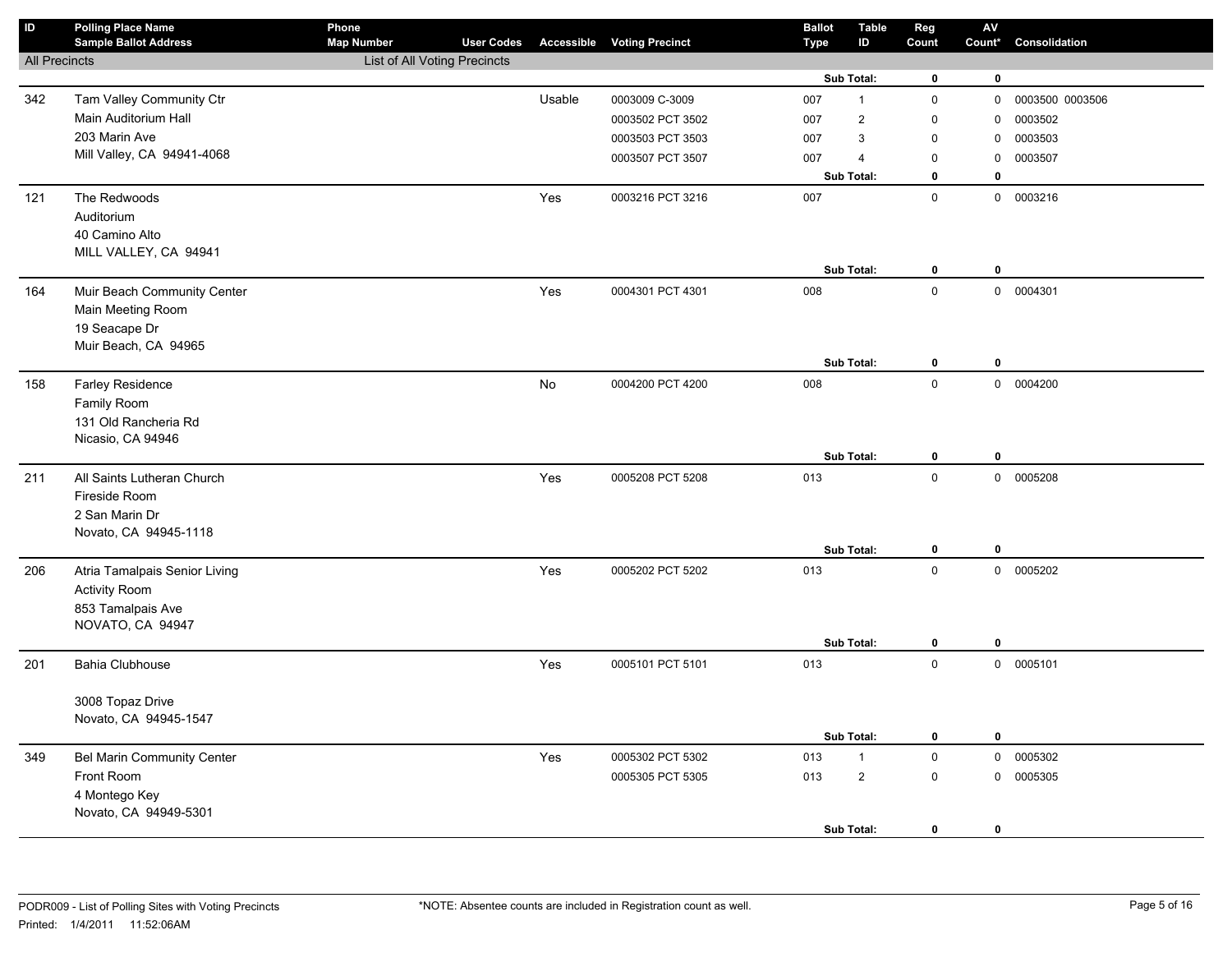| ID | Polling Place Name / Sample Ballot Address | Phone / Map Number | User Codes | Accessible | Voting Precinct | Ballot Type | Table ID | Reg Count | AV Count* | Consolidation |
|---|---|---|---|---|---|---|---|---|---|---|
| All Precincts | | List of All Voting Precincts | | | | | | | | |
| | | | | | | | Sub Total: | 0 | 0 | |
| 342 | Tam Valley Community Ctr | | | Usable | 0003009 C-3009 | 007 | 1 | 0 | 0 | 0003500 0003506 |
| | Main Auditorium Hall | | | | 0003502 PCT 3502 | 007 | 2 | 0 | 0 | 0003502 |
| | 203 Marin Ave | | | | 0003503 PCT 3503 | 007 | 3 | 0 | 0 | 0003503 |
| | Mill Valley, CA 94941-4068 | | | | 0003507 PCT 3507 | 007 | 4 | 0 | 0 | 0003507 |
| | | | | | | | Sub Total: | 0 | 0 | |
| 121 | The Redwoods | | | Yes | 0003216 PCT 3216 | 007 | | 0 | 0 | 0003216 |
| | Auditorium | | | | | | | | | |
| | 40 Camino Alto | | | | | | | | | |
| | MILL VALLEY, CA 94941 | | | | | | | | | |
| | | | | | | | Sub Total: | 0 | 0 | |
| 164 | Muir Beach Community Center | | | Yes | 0004301 PCT 4301 | 008 | | 0 | 0 | 0004301 |
| | Main Meeting Room | | | | | | | | | |
| | 19 Seacape Dr | | | | | | | | | |
| | Muir Beach, CA 94965 | | | | | | | | | |
| | | | | | | | Sub Total: | 0 | 0 | |
| 158 | Farley Residence | | | No | 0004200 PCT 4200 | 008 | | 0 | 0 | 0004200 |
| | Family Room | | | | | | | | | |
| | 131 Old Rancheria Rd | | | | | | | | | |
| | Nicasio, CA 94946 | | | | | | | | | |
| | | | | | | | Sub Total: | 0 | 0 | |
| 211 | All Saints Lutheran Church | | | Yes | 0005208 PCT 5208 | 013 | | 0 | 0 | 0005208 |
| | Fireside Room | | | | | | | | | |
| | 2 San Marin Dr | | | | | | | | | |
| | Novato, CA 94945-1118 | | | | | | | | | |
| | | | | | | | Sub Total: | 0 | 0 | |
| 206 | Atria Tamalpais Senior Living | | | Yes | 0005202 PCT 5202 | 013 | | 0 | 0 | 0005202 |
| | Activity Room | | | | | | | | | |
| | 853 Tamalpais Ave | | | | | | | | | |
| | NOVATO, CA 94947 | | | | | | | | | |
| | | | | | | | Sub Total: | 0 | 0 | |
| 201 | Bahia Clubhouse | | | Yes | 0005101 PCT 5101 | 013 | | 0 | 0 | 0005101 |
| | 3008 Topaz Drive | | | | | | | | | |
| | Novato, CA 94945-1547 | | | | | | | | | |
| | | | | | | | Sub Total: | 0 | 0 | |
| 349 | Bel Marin Community Center | | | Yes | 0005302 PCT 5302 | 013 | 1 | 0 | 0 | 0005302 |
| | Front Room | | | | 0005305 PCT 5305 | 013 | 2 | 0 | 0 | 0005305 |
| | 4 Montego Key | | | | | | | | | |
| | Novato, CA 94949-5301 | | | | | | | | | |
| | | | | | | | Sub Total: | 0 | 0 | |

PODR009 - List of Polling Sites with Voting Precincts

Printed: 1/4/2011 11:52:06AM

*NOTE: Absentee counts are included in Registration count as well.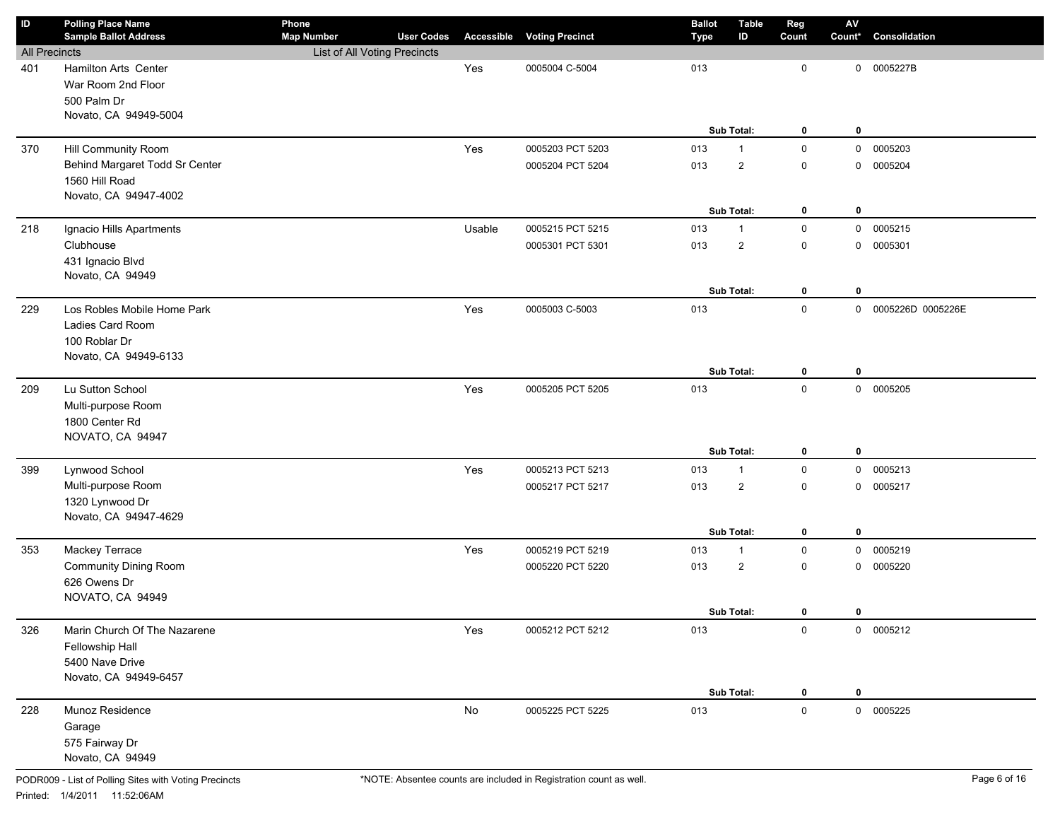| ID | Polling Place Name<br>Sample Ballot Address | Phone<br>Map Number | User Codes | Accessible | Voting Precinct | Ballot Type | Table ID | Reg Count | AV Count* | Consolidation |
|---|---|---|---|---|---|---|---|---|---|---|
| All Precincts | | List of All Voting Precincts | | | | | | | | |
| 401 | Hamilton Arts Center<br>War Room 2nd Floor<br>500 Palm Dr<br>Novato, CA 94949-5004 | | | Yes | 0005004 C-5004 | 013 | | 0 | 0 | 0005227B |
| | | | | | | | **Sub Total:** | **0** | **0** | |
| 370 | Hill Community Room<br>Behind Margaret Todd Sr Center<br>1560 Hill Road<br>Novato, CA 94947-4002 | | | Yes | 0005203 PCT 5203 | 013 | 1 | 0 | 0 | 0005203 |
| | | | | | 0005204 PCT 5204 | 013 | 2 | 0 | 0 | 0005204 |
| | | | | | | | **Sub Total:** | **0** | **0** | |
| 218 | Ignacio Hills Apartments<br>Clubhouse<br>431 Ignacio Blvd<br>Novato, CA 94949 | | | Usable | 0005215 PCT 5215 | 013 | 1 | 0 | 0 | 0005215 |
| | | | | | 0005301 PCT 5301 | 013 | 2 | 0 | 0 | 0005301 |
| | | | | | | | **Sub Total:** | **0** | **0** | |
| 229 | Los Robles Mobile Home Park<br>Ladies Card Room<br>100 Roblar Dr<br>Novato, CA 94949-6133 | | | Yes | 0005003 C-5003 | 013 | | 0 | 0 | 0005226D 0005226E |
| | | | | | | | **Sub Total:** | **0** | **0** | |
| 209 | Lu Sutton School<br>Multi-purpose Room<br>1800 Center Rd<br>NOVATO, CA 94947 | | | Yes | 0005205 PCT 5205 | 013 | | 0 | 0 | 0005205 |
| | | | | | | | **Sub Total:** | **0** | **0** | |
| 399 | Lynwood School<br>Multi-purpose Room<br>1320 Lynwood Dr<br>Novato, CA 94947-4629 | | | Yes | 0005213 PCT 5213 | 013 | 1 | 0 | 0 | 0005213 |
| | | | | | 0005217 PCT 5217 | 013 | 2 | 0 | 0 | 0005217 |
| | | | | | | | **Sub Total:** | **0** | **0** | |
| 353 | Mackey Terrace<br>Community Dining Room<br>626 Owens Dr<br>NOVATO, CA 94949 | | | Yes | 0005219 PCT 5219 | 013 | 1 | 0 | 0 | 0005219 |
| | | | | | 0005220 PCT 5220 | 013 | 2 | 0 | 0 | 0005220 |
| | | | | | | | **Sub Total:** | **0** | **0** | |
| 326 | Marin Church Of The Nazarene<br>Fellowship Hall<br>5400 Nave Drive<br>Novato, CA 94949-6457 | | | Yes | 0005212 PCT 5212 | 013 | | 0 | 0 | 0005212 |
| | | | | | | | **Sub Total:** | **0** | **0** | |
| 228 | Munoz Residence<br>Garage<br>575 Fairway Dr<br>Novato, CA 94949 | | | No | 0005225 PCT 5225 | 013 | | 0 | 0 | 0005225 |

PODR009 - List of Polling Sites with Voting Precincts
Printed: 1/4/2011 11:52:06AM

*NOTE: Absentee counts are included in Registration count as well.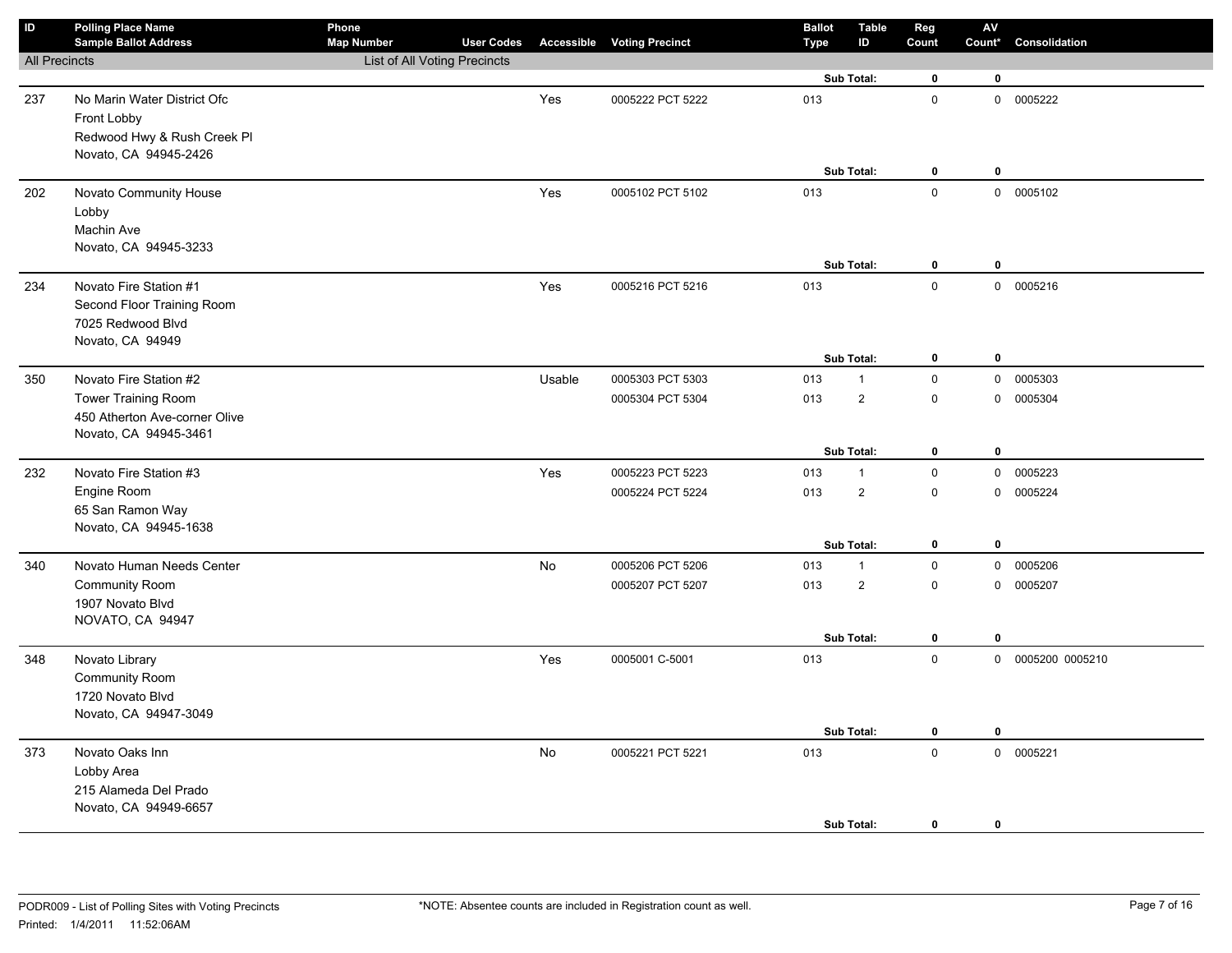| ID | Polling Place Name<br>Sample Ballot Address | Phone<br>Map Number | User Codes | Accessible | Voting Precinct | Ballot Type | Table ID | Reg Count | AV Count* | Consolidation |
|---|---|---|---|---|---|---|---|---|---|---|
| All Precincts | | List of All Voting Precincts | | | | | | | | |
| | | | | | | | Sub Total: | 0 | 0 | |
| 237 | No Marin Water District Ofc<br>Front Lobby<br>Redwood Hwy & Rush Creek Pl<br>Novato, CA 94945-2426 | | | Yes | 0005222 PCT 5222 | 013 | | 0 | 0 | 0005222 |
| | | | | | | | Sub Total: | 0 | 0 | |
| 202 | Novato Community House<br>Lobby<br>Machin Ave<br>Novato, CA 94945-3233 | | | Yes | 0005102 PCT 5102 | 013 | | 0 | 0 | 0005102 |
| | | | | | | | Sub Total: | 0 | 0 | |
| 234 | Novato Fire Station #1<br>Second Floor Training Room<br>7025 Redwood Blvd<br>Novato, CA 94949 | | | Yes | 0005216 PCT 5216 | 013 | | 0 | 0 | 0005216 |
| | | | | | | | Sub Total: | 0 | 0 | |
| 350 | Novato Fire Station #2<br>Tower Training Room<br>450 Atherton Ave-corner Olive<br>Novato, CA 94945-3461 | | | Usable | 0005303 PCT 5303 | 013 | 1 | 0 | 0 | 0005303 |
| | | | | | 0005304 PCT 5304 | 013 | 2 | 0 | 0 | 0005304 |
| | | | | | | | Sub Total: | 0 | 0 | |
| 232 | Novato Fire Station #3<br>Engine Room<br>65 San Ramon Way<br>Novato, CA 94945-1638 | | | Yes | 0005223 PCT 5223 | 013 | 1 | 0 | 0 | 0005223 |
| | | | | | 0005224 PCT 5224 | 013 | 2 | 0 | 0 | 0005224 |
| | | | | | | | Sub Total: | 0 | 0 | |
| 340 | Novato Human Needs Center<br>Community Room<br>1907 Novato Blvd<br>NOVATO, CA 94947 | | | No | 0005206 PCT 5206 | 013 | 1 | 0 | 0 | 0005206 |
| | | | | | 0005207 PCT 5207 | 013 | 2 | 0 | 0 | 0005207 |
| | | | | | | | Sub Total: | 0 | 0 | |
| 348 | Novato Library<br>Community Room<br>1720 Novato Blvd<br>Novato, CA 94947-3049 | | | Yes | 0005001 C-5001 | 013 | | 0 | 0 | 0005200 0005210 |
| | | | | | | | Sub Total: | 0 | 0 | |
| 373 | Novato Oaks Inn<br>Lobby Area<br>215 Alameda Del Prado<br>Novato, CA 94949-6657 | | | No | 0005221 PCT 5221 | 013 | | 0 | 0 | 0005221 |
| | | | | | | | Sub Total: | 0 | 0 | |

PODR009 - List of Polling Sites with Voting Precincts
Printed: 1/4/2011 11:52:06AM

*NOTE: Absentee counts are included in Registration count as well.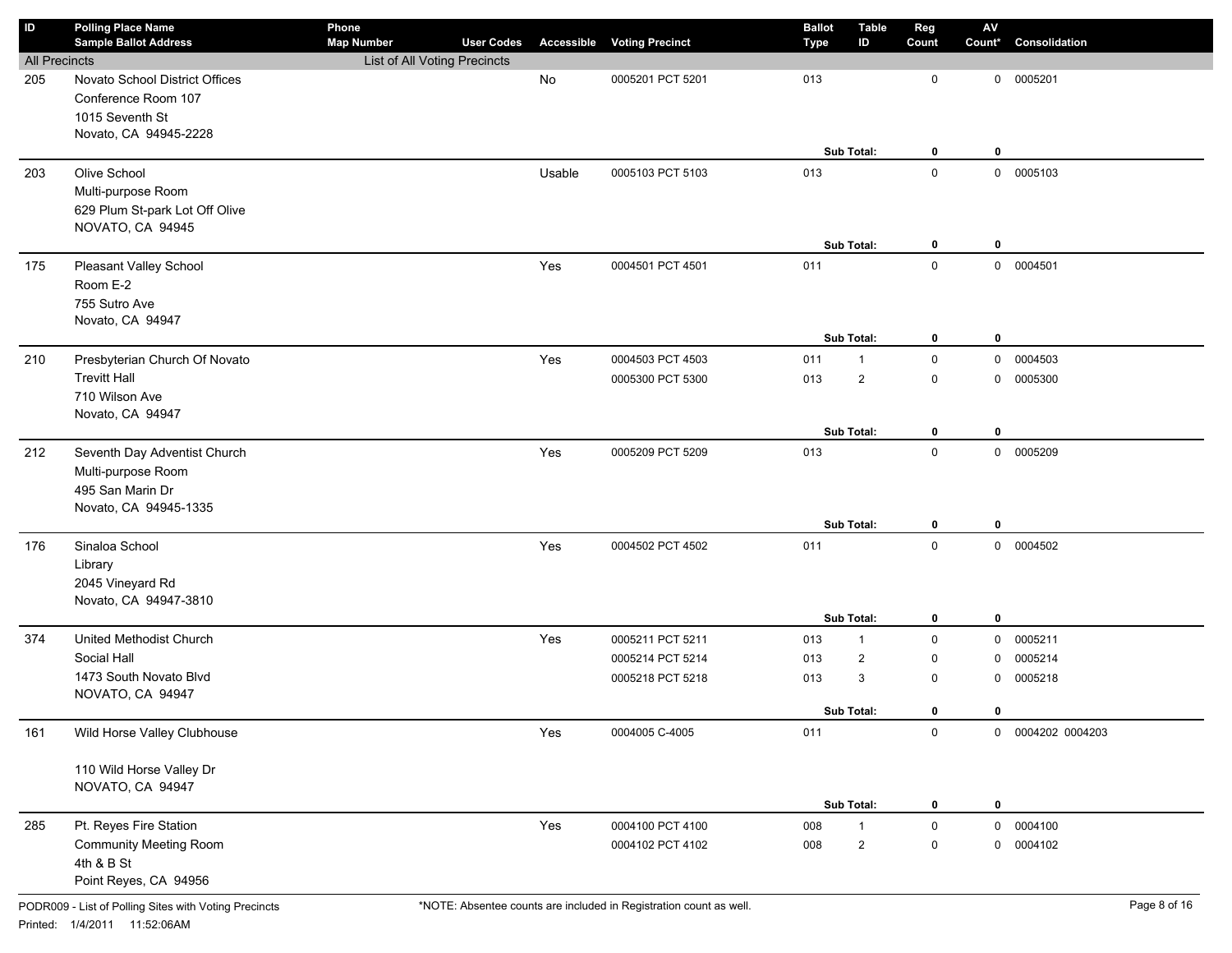| ID | Polling Place Name<br>Sample Ballot Address | Phone<br>Map Number | User Codes | Accessible | Voting Precinct | Ballot Type | Table ID | Reg Count | AV Count* | Consolidation |
|---|---|---|---|---|---|---|---|---|---|---|
| All Precincts | | List of All Voting Precincts | | | | | | | | |
| 205 | Novato School District Offices<br>Conference Room 107<br>1015 Seventh St<br>Novato, CA 94945-2228 | | | No | 0005201 PCT 5201 | 013 | | 0 | 0 | 0005201 |
| | | | | | | | **Sub Total:** | **0** | **0** | |
| 203 | Olive School<br>Multi-purpose Room<br>629 Plum St-park Lot Off Olive<br>NOVATO, CA 94945 | | | Usable | 0005103 PCT 5103 | 013 | | 0 | 0 | 0005103 |
| | | | | | | | **Sub Total:** | **0** | **0** | |
| 175 | Pleasant Valley School<br>Room E-2<br>755 Sutro Ave<br>Novato, CA 94947 | | | Yes | 0004501 PCT 4501 | 011 | | 0 | 0 | 0004501 |
| | | | | | | | **Sub Total:** | **0** | **0** | |
| 210 | Presbyterian Church Of Novato<br>Trevitt Hall<br>710 Wilson Ave<br>Novato, CA 94947 | | | Yes | 0004503 PCT 4503 | 011 | 1 | 0 | 0 | 0004503 |
| | | | | | 0005300 PCT 5300 | 013 | 2 | 0 | 0 | 0005300 |
| | | | | | | | **Sub Total:** | **0** | **0** | |
| 212 | Seventh Day Adventist Church<br>Multi-purpose Room<br>495 San Marin Dr<br>Novato, CA 94945-1335 | | | Yes | 0005209 PCT 5209 | 013 | | 0 | 0 | 0005209 |
| | | | | | | | **Sub Total:** | **0** | **0** | |
| 176 | Sinaloa School<br>Library<br>2045 Vineyard Rd<br>Novato, CA 94947-3810 | | | Yes | 0004502 PCT 4502 | 011 | | 0 | 0 | 0004502 |
| | | | | | | | **Sub Total:** | **0** | **0** | |
| 374 | United Methodist Church<br>Social Hall<br>1473 South Novato Blvd<br>NOVATO, CA 94947 | | | Yes | 0005211 PCT 5211 | 013 | 1 | 0 | 0 | 0005211 |
| | | | | | 0005214 PCT 5214 | 013 | 2 | 0 | 0 | 0005214 |
| | | | | | 0005218 PCT 5218 | 013 | 3 | 0 | 0 | 0005218 |
| | | | | | | | **Sub Total:** | **0** | **0** | |
| 161 | Wild Horse Valley Clubhouse<br><br>110 Wild Horse Valley Dr<br>NOVATO, CA 94947 | | | Yes | 0004005 C-4005 | 011 | | 0 | 0 | 0004202 0004203 |
| | | | | | | | **Sub Total:** | **0** | **0** | |
| 285 | Pt. Reyes Fire Station<br>Community Meeting Room<br>4th & B St<br>Point Reyes, CA 94956 | | | Yes | 0004100 PCT 4100 | 008 | 1 | 0 | 0 | 0004100 |
| | | | | | 0004102 PCT 4102 | 008 | 2 | 0 | 0 | 0004102 |

PODR009 - List of Polling Sites with Voting Precincts

Printed: 1/4/2011 11:52:06AM

*NOTE: Absentee counts are included in Registration count as well.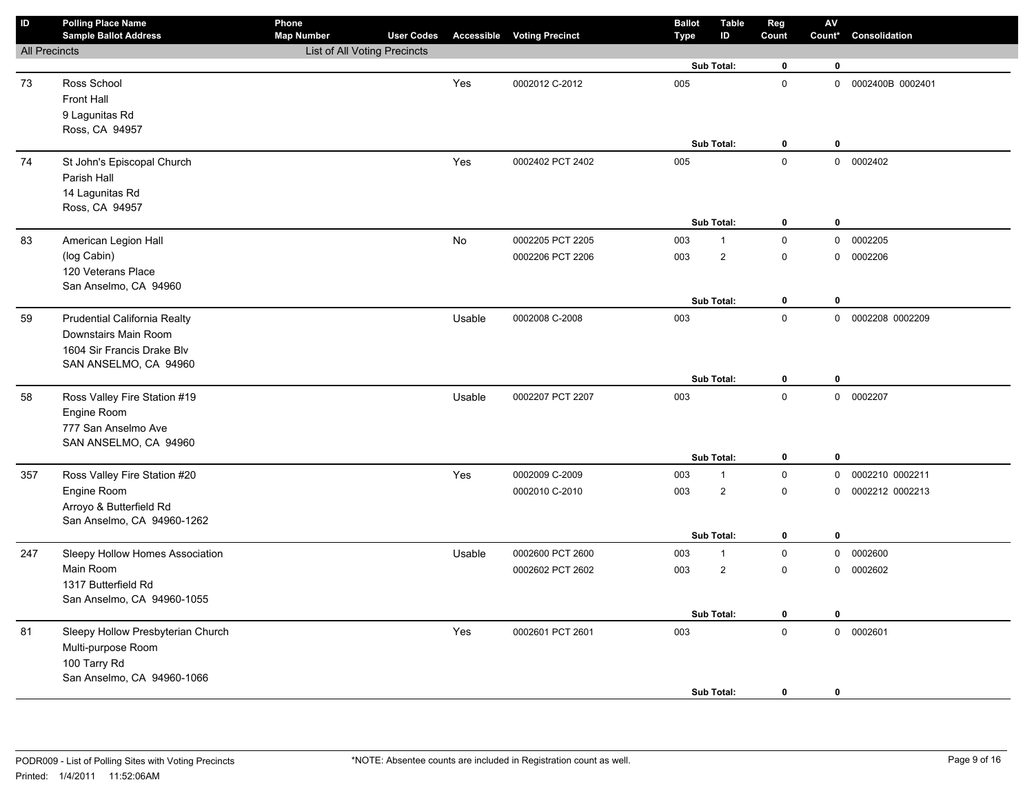| ID | Polling Place Name<br>Sample Ballot Address | Phone<br>Map Number | User Codes | Accessible | Voting Precinct | Ballot Type | Table ID | Reg Count | AV Count* | Consolidation |
|---|---|---|---|---|---|---|---|---|---|---|
| All Precincts | | List of All Voting Precincts | | | | | | | | |
| | | | | | | | Sub Total: | **0** | **0** | |
| 73 | Ross School<br>Front Hall<br>9 Lagunitas Rd<br>Ross, CA 94957 | | | Yes | 0002012 C-2012 | 005 | | 0 | 0 | 0002400B 0002401 |
| | | | | | | | Sub Total: | **0** | **0** | |
| 74 | St John's Episcopal Church<br>Parish Hall<br>14 Lagunitas Rd<br>Ross, CA 94957 | | | Yes | 0002402 PCT 2402 | 005 | | 0 | 0 | 0002402 |
| | | | | | | | Sub Total: | **0** | **0** | |
| 83 | American Legion Hall<br>(log Cabin)<br>120 Veterans Place<br>San Anselmo, CA 94960 | | | No | 0002205 PCT 2205 | 003 | 1 | 0 | 0 | 0002205 |
| | | | | | 0002206 PCT 2206 | 003 | 2 | 0 | 0 | 0002206 |
| | | | | | | | Sub Total: | **0** | **0** | |
| 59 | Prudential California Realty<br>Downstairs Main Room<br>1604 Sir Francis Drake Blv<br>SAN ANSELMO, CA 94960 | | | Usable | 0002008 C-2008 | 003 | | 0 | 0 | 0002208 0002209 |
| | | | | | | | Sub Total: | **0** | **0** | |
| 58 | Ross Valley Fire Station #19<br>Engine Room<br>777 San Anselmo Ave<br>SAN ANSELMO, CA 94960 | | | Usable | 0002207 PCT 2207 | 003 | | 0 | 0 | 0002207 |
| | | | | | | | Sub Total: | **0** | **0** | |
| 357 | Ross Valley Fire Station #20<br>Engine Room<br>Arroyo & Butterfield Rd<br>San Anselmo, CA 94960-1262 | | | Yes | 0002009 C-2009 | 003 | 1 | 0 | 0 | 0002210 0002211 |
| | | | | | 0002010 C-2010 | 003 | 2 | 0 | 0 | 0002212 0002213 |
| | | | | | | | Sub Total: | **0** | **0** | |
| 247 | Sleepy Hollow Homes Association<br>Main Room<br>1317 Butterfield Rd<br>San Anselmo, CA 94960-1055 | | | Usable | 0002600 PCT 2600 | 003 | 1 | 0 | 0 | 0002600 |
| | | | | | 0002602 PCT 2602 | 003 | 2 | 0 | 0 | 0002602 |
| | | | | | | | Sub Total: | **0** | **0** | |
| 81 | Sleepy Hollow Presbyterian Church<br>Multi-purpose Room<br>100 Tarry Rd<br>San Anselmo, CA 94960-1066 | | | Yes | 0002601 PCT 2601 | 003 | | 0 | 0 | 0002601 |
| | | | | | | | Sub Total: | **0** | **0** | |

PODR009 - List of Polling Sites with Voting Precincts

Printed: 1/4/2011 11:52:06AM

*NOTE: Absentee counts are included in Registration count as well.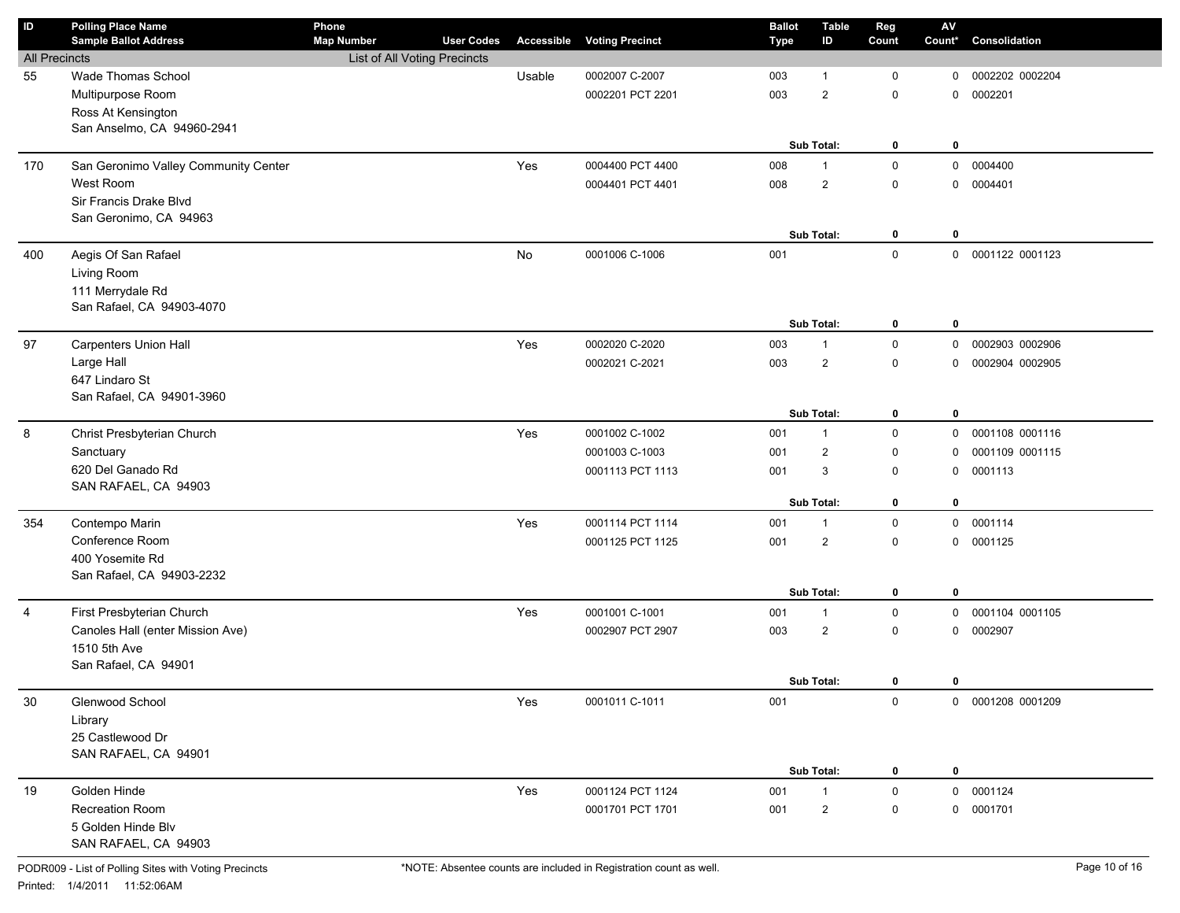| ID | Polling Place Name / Sample Ballot Address | Phone / Map Number | User Codes | Accessible | Voting Precinct | Ballot Type | Table ID | Reg Count | AV Count* | Consolidation |
|---|---|---|---|---|---|---|---|---|---|---|
| All Precincts | | List of All Voting Precincts | | | | | | | | |
| 55 | Wade Thomas School | | | Usable | 0002007 C-2007 | 003 | 1 | 0 | 0 | 0002202 0002204 |
| | Multipurpose Room | | | | 0002201 PCT 2201 | 003 | 2 | 0 | 0 | 0002201 |
| | Ross At Kensington | | | | | | | | | |
| | San Anselmo, CA 94960-2941 | | | | | | | | | |
| | | | | | | | **Sub Total:** | **0** | **0** | |
| 170 | San Geronimo Valley Community Center | | | Yes | 0004400 PCT 4400 | 008 | 1 | 0 | 0 | 0004400 |
| | West Room | | | | 0004401 PCT 4401 | 008 | 2 | 0 | 0 | 0004401 |
| | Sir Francis Drake Blvd | | | | | | | | | |
| | San Geronimo, CA 94963 | | | | | | | | | |
| | | | | | | | **Sub Total:** | **0** | **0** | |
| 400 | Aegis Of San Rafael | | | No | 0001006 C-1006 | 001 | | 0 | 0 | 0001122 0001123 |
| | Living Room | | | | | | | | | |
| | 111 Merrydale Rd | | | | | | | | | |
| | San Rafael, CA 94903-4070 | | | | | | | | | |
| | | | | | | | **Sub Total:** | **0** | **0** | |
| 97 | Carpenters Union Hall | | | Yes | 0002020 C-2020 | 003 | 1 | 0 | 0 | 0002903 0002906 |
| | Large Hall | | | | 0002021 C-2021 | 003 | 2 | 0 | 0 | 0002904 0002905 |
| | 647 Lindaro St | | | | | | | | | |
| | San Rafael, CA 94901-3960 | | | | | | | | | |
| | | | | | | | **Sub Total:** | **0** | **0** | |
| 8 | Christ Presbyterian Church | | | Yes | 0001002 C-1002 | 001 | 1 | 0 | 0 | 0001108 0001116 |
| | Sanctuary | | | | 0001003 C-1003 | 001 | 2 | 0 | 0 | 0001109 0001115 |
| | 620 Del Ganado Rd | | | | 0001113 PCT 1113 | 001 | 3 | 0 | 0 | 0001113 |
| | SAN RAFAEL, CA 94903 | | | | | | | | | |
| | | | | | | | **Sub Total:** | **0** | **0** | |
| 354 | Contempo Marin | | | Yes | 0001114 PCT 1114 | 001 | 1 | 0 | 0 | 0001114 |
| | Conference Room | | | | 0001125 PCT 1125 | 001 | 2 | 0 | 0 | 0001125 |
| | 400 Yosemite Rd | | | | | | | | | |
| | San Rafael, CA 94903-2232 | | | | | | | | | |
| | | | | | | | **Sub Total:** | **0** | **0** | |
| 4 | First Presbyterian Church | | | Yes | 0001001 C-1001 | 001 | 1 | 0 | 0 | 0001104 0001105 |
| | Canoles Hall (enter Mission Ave) | | | | 0002907 PCT 2907 | 003 | 2 | 0 | 0 | 0002907 |
| | 1510 5th Ave | | | | | | | | | |
| | San Rafael, CA 94901 | | | | | | | | | |
| | | | | | | | **Sub Total:** | **0** | **0** | |
| 30 | Glenwood School | | | Yes | 0001011 C-1011 | 001 | | 0 | 0 | 0001208 0001209 |
| | Library | | | | | | | | | |
| | 25 Castlewood Dr | | | | | | | | | |
| | SAN RAFAEL, CA 94901 | | | | | | | | | |
| | | | | | | | **Sub Total:** | **0** | **0** | |
| 19 | Golden Hinde | | | Yes | 0001124 PCT 1124 | 001 | 1 | 0 | 0 | 0001124 |
| | Recreation Room | | | | 0001701 PCT 1701 | 001 | 2 | 0 | 0 | 0001701 |
| | 5 Golden Hinde Blv | | | | | | | | | |
| | SAN RAFAEL, CA 94903 | | | | | | | | | |

PODR009 - List of Polling Sites with Voting Precincts

Printed: 1/4/2011 11:52:06AM

*NOTE: Absentee counts are included in Registration count as well.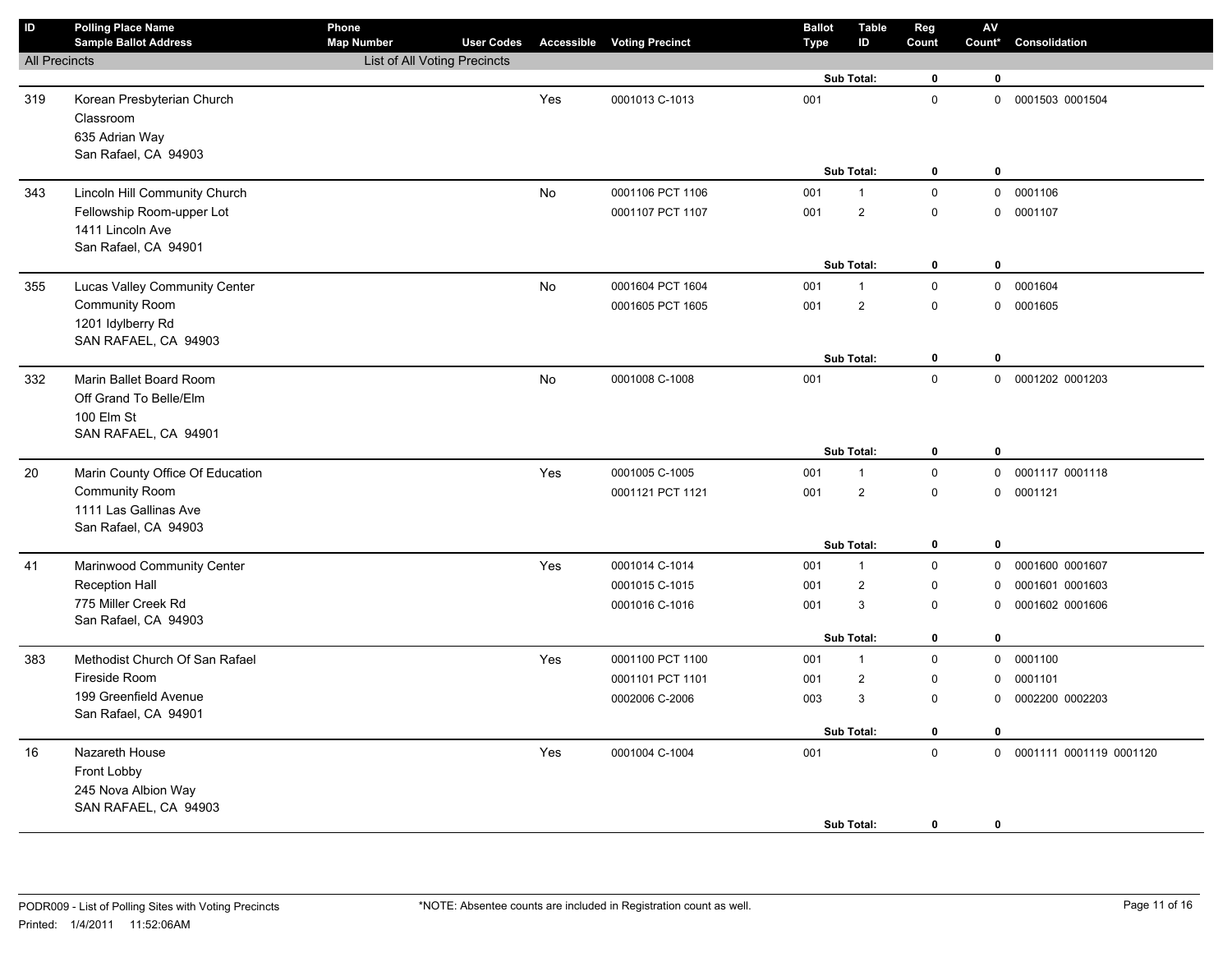| ID | Polling Place Name / Sample Ballot Address | Phone / Map Number | User Codes | Accessible | Voting Precinct | Ballot Type | Table ID | Reg Count | AV Count* | Consolidation |
|---|---|---|---|---|---|---|---|---|---|---|
| All Precincts | | List of All Voting Precincts | | | | | | | | |
| | | | | | | | Sub Total: | **0** | **0** | |
| 319 | Korean Presbyterian Church<br>Classroom<br>635 Adrian Way<br>San Rafael, CA 94903 | | | Yes | 0001013 C-1013 | 001 | | 0 | 0 | 0001503 0001504 |
| | | | | | | | Sub Total: | **0** | **0** | |
| 343 | Lincoln Hill Community Church<br>Fellowship Room-upper Lot<br>1411 Lincoln Ave<br>San Rafael, CA 94901 | | | No | 0001106 PCT 1106 | 001 | 1 | 0 | 0 | 0001106 |
| | | | | | 0001107 PCT 1107 | 001 | 2 | 0 | 0 | 0001107 |
| | | | | | | | Sub Total: | **0** | **0** | |
| 355 | Lucas Valley Community Center<br>Community Room<br>1201 Idylberry Rd<br>SAN RAFAEL, CA 94903 | | | No | 0001604 PCT 1604 | 001 | 1 | 0 | 0 | 0001604 |
| | | | | | 0001605 PCT 1605 | 001 | 2 | 0 | 0 | 0001605 |
| | | | | | | | Sub Total: | **0** | **0** | |
| 332 | Marin Ballet Board Room<br>Off Grand To Belle/Elm<br>100 Elm St<br>SAN RAFAEL, CA 94901 | | | No | 0001008 C-1008 | 001 | | 0 | 0 | 0001202 0001203 |
| | | | | | | | Sub Total: | **0** | **0** | |
| 20 | Marin County Office Of Education<br>Community Room<br>1111 Las Gallinas Ave<br>San Rafael, CA 94903 | | | Yes | 0001005 C-1005 | 001 | 1 | 0 | 0 | 0001117 0001118 |
| | | | | | 0001121 PCT 1121 | 001 | 2 | 0 | 0 | 0001121 |
| | | | | | | | Sub Total: | **0** | **0** | |
| 41 | Marinwood Community Center<br>Reception Hall<br>775 Miller Creek Rd<br>San Rafael, CA 94903 | | | Yes | 0001014 C-1014 | 001 | 1 | 0 | 0 | 0001600 0001607 |
| | | | | | 0001015 C-1015 | 001 | 2 | 0 | 0 | 0001601 0001603 |
| | | | | | 0001016 C-1016 | 001 | 3 | 0 | 0 | 0001602 0001606 |
| | | | | | | | Sub Total: | **0** | **0** | |
| 383 | Methodist Church Of San Rafael<br>Fireside Room<br>199 Greenfield Avenue<br>San Rafael, CA 94901 | | | Yes | 0001100 PCT 1100 | 001 | 1 | 0 | 0 | 0001100 |
| | | | | | 0001101 PCT 1101 | 001 | 2 | 0 | 0 | 0001101 |
| | | | | | 0002006 C-2006 | 003 | 3 | 0 | 0 | 0002200 0002203 |
| | | | | | | | Sub Total: | **0** | **0** | |
| 16 | Nazareth House<br>Front Lobby<br>245 Nova Albion Way<br>SAN RAFAEL, CA 94903 | | | Yes | 0001004 C-1004 | 001 | | 0 | 0 | 0001111 0001119 0001120 |
| | | | | | | | Sub Total: | **0** | **0** | |

PODR009 - List of Polling Sites with Voting Precincts

*NOTE: Absentee counts are included in Registration count as well.

Printed: 1/4/2011 11:52:06AM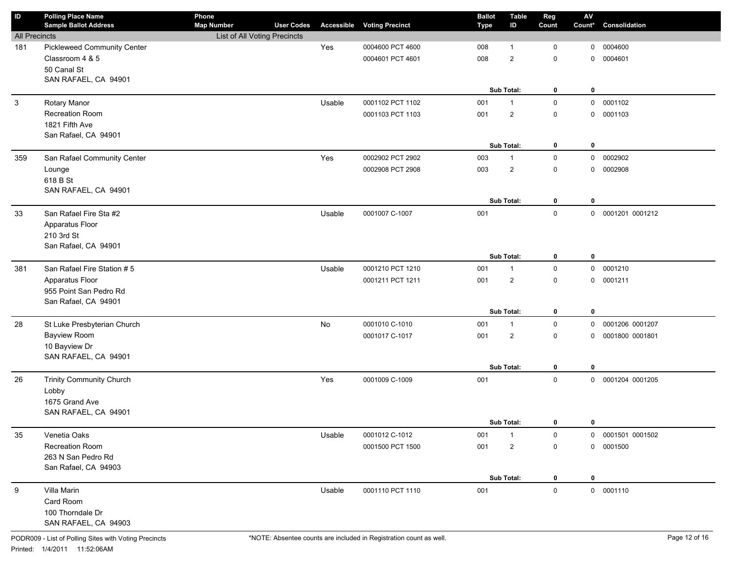| ID | Polling Place Name<br>Sample Ballot Address | Phone<br>Map Number | User Codes | Accessible | Voting Precinct | Ballot Type | Table ID | Reg Count | AV Count* | Consolidation |
|---|---|---|---|---|---|---|---|---|---|---|
| All Precincts | | List of All Voting Precincts | | | | | | | | |
| 181 | Pickleweed Community Center<br>Classroom 4 & 5<br>50 Canal St<br>SAN RAFAEL, CA 94901 | | | Yes | 0004600 PCT 4600 | 008 | 1 | 0 | 0 | 0004600 |
| | | | | | 0004601 PCT 4601 | 008 | 2 | 0 | 0 | 0004601 |
| | | | | | | | **Sub Total:** | **0** | **0** | |
| 3 | Rotary Manor<br>Recreation Room<br>1821 Fifth Ave<br>San Rafael, CA 94901 | | | Usable | 0001102 PCT 1102 | 001 | 1 | 0 | 0 | 0001102 |
| | | | | | 0001103 PCT 1103 | 001 | 2 | 0 | 0 | 0001103 |
| | | | | | | | **Sub Total:** | **0** | **0** | |
| 359 | San Rafael Community Center<br>Lounge<br>618 B St<br>SAN RAFAEL, CA 94901 | | | Yes | 0002902 PCT 2902 | 003 | 1 | 0 | 0 | 0002902 |
| | | | | | 0002908 PCT 2908 | 003 | 2 | 0 | 0 | 0002908 |
| | | | | | | | **Sub Total:** | **0** | **0** | |
| 33 | San Rafael Fire Sta #2<br>Apparatus Floor<br>210 3rd St<br>San Rafael, CA 94901 | | | Usable | 0001007 C-1007 | 001 | | 0 | 0 | 0001201 0001212 |
| | | | | | | | **Sub Total:** | **0** | **0** | |
| 381 | San Rafael Fire Station # 5<br>Apparatus Floor<br>955 Point San Pedro Rd<br>San Rafael, CA 94901 | | | Usable | 0001210 PCT 1210 | 001 | 1 | 0 | 0 | 0001210 |
| | | | | | 0001211 PCT 1211 | 001 | 2 | 0 | 0 | 0001211 |
| | | | | | | | **Sub Total:** | **0** | **0** | |
| 28 | St Luke Presbyterian Church<br>Bayview Room<br>10 Bayview Dr<br>SAN RAFAEL, CA 94901 | | | No | 0001010 C-1010 | 001 | 1 | 0 | 0 | 0001206 0001207 |
| | | | | | 0001017 C-1017 | 001 | 2 | 0 | 0 | 0001800 0001801 |
| | | | | | | | **Sub Total:** | **0** | **0** | |
| 26 | Trinity Community Church<br>Lobby<br>1675 Grand Ave<br>SAN RAFAEL, CA 94901 | | | Yes | 0001009 C-1009 | 001 | | 0 | 0 | 0001204 0001205 |
| | | | | | | | **Sub Total:** | **0** | **0** | |
| 35 | Venetia Oaks<br>Recreation Room<br>263 N San Pedro Rd<br>San Rafael, CA 94903 | | | Usable | 0001012 C-1012 | 001 | 1 | 0 | 0 | 0001501 0001502 |
| | | | | | 0001500 PCT 1500 | 001 | 2 | 0 | 0 | 0001500 |
| | | | | | | | **Sub Total:** | **0** | **0** | |
| 9 | Villa Marin<br>Card Room<br>100 Thorndale Dr<br>SAN RAFAEL, CA 94903 | | | Usable | 0001110 PCT 1110 | 001 | | 0 | 0 | 0001110 |

PODR009 - List of Polling Sites with Voting Precincts
Printed: 1/4/2011 11:52:06AM

*NOTE: Absentee counts are included in Registration count as well.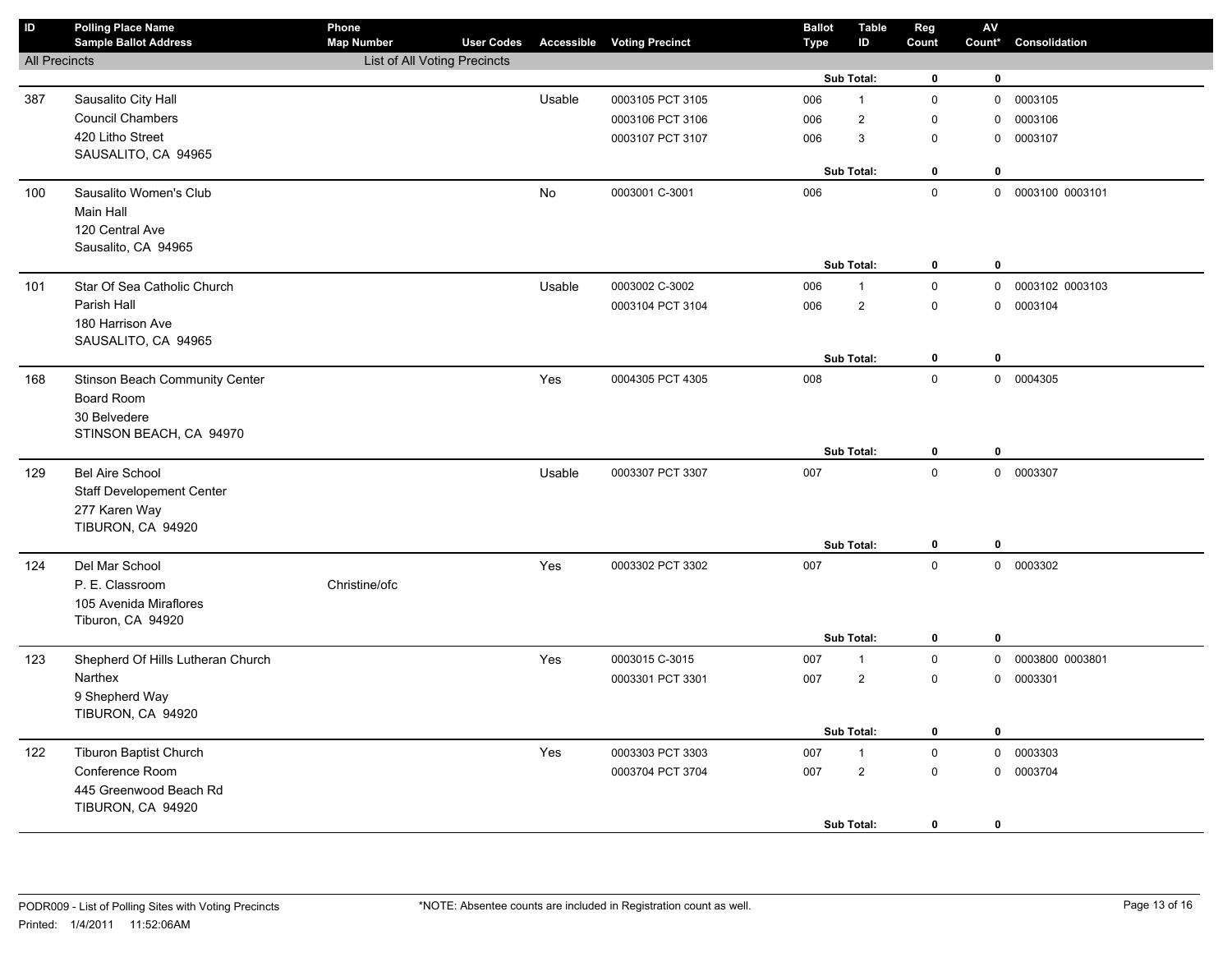| ID | Polling Place Name / Sample Ballot Address | Phone / Map Number | User Codes | Accessible | Voting Precinct | Ballot Type | Table ID | Reg Count | AV Count* | Consolidation |
|---|---|---|---|---|---|---|---|---|---|---|
| All Precincts | | List of All Voting Precincts | | | | | | | | |
| | | | | | | | Sub Total: | 0 | 0 | |
| 387 | Sausalito City Hall | | | Usable | 0003105 PCT 3105 | 006 | 1 | 0 | 0 | 0003105 |
| | Council Chambers | | | | 0003106 PCT 3106 | 006 | 2 | 0 | 0 | 0003106 |
| | 420 Litho Street | | | | 0003107 PCT 3107 | 006 | 3 | 0 | 0 | 0003107 |
| | SAUSALITO, CA 94965 | | | | | | | | | |
| | | | | | | | Sub Total: | 0 | 0 | |
| 100 | Sausalito Women's Club | | | No | 0003001 C-3001 | 006 | | 0 | 0 | 0003100 0003101 |
| | Main Hall | | | | | | | | | |
| | 120 Central Ave | | | | | | | | | |
| | Sausalito, CA 94965 | | | | | | | | | |
| | | | | | | | Sub Total: | 0 | 0 | |
| 101 | Star Of Sea Catholic Church | | | Usable | 0003002 C-3002 | 006 | 1 | 0 | 0 | 0003102 0003103 |
| | Parish Hall | | | | 0003104 PCT 3104 | 006 | 2 | 0 | 0 | 0003104 |
| | 180 Harrison Ave | | | | | | | | | |
| | SAUSALITO, CA 94965 | | | | | | | | | |
| | | | | | | | Sub Total: | 0 | 0 | |
| 168 | Stinson Beach Community Center | | | Yes | 0004305 PCT 4305 | 008 | | 0 | 0 | 0004305 |
| | Board Room | | | | | | | | | |
| | 30 Belvedere | | | | | | | | | |
| | STINSON BEACH, CA 94970 | | | | | | | | | |
| | | | | | | | Sub Total: | 0 | 0 | |
| 129 | Bel Aire School | | | Usable | 0003307 PCT 3307 | 007 | | 0 | 0 | 0003307 |
| | Staff Developement Center | | | | | | | | | |
| | 277 Karen Way | | | | | | | | | |
| | TIBURON, CA 94920 | | | | | | | | | |
| | | | | | | | Sub Total: | 0 | 0 | |
| 124 | Del Mar School | | | Yes | 0003302 PCT 3302 | 007 | | 0 | 0 | 0003302 |
| | P. E. Classroom | Christine/ofc | | | | | | | | |
| | 105 Avenida Miraflores | | | | | | | | | |
| | Tiburon, CA 94920 | | | | | | | | | |
| | | | | | | | Sub Total: | 0 | 0 | |
| 123 | Shepherd Of Hills Lutheran Church | | | Yes | 0003015 C-3015 | 007 | 1 | 0 | 0 | 0003800 0003801 |
| | Narthex | | | | 0003301 PCT 3301 | 007 | 2 | 0 | 0 | 0003301 |
| | 9 Shepherd Way | | | | | | | | | |
| | TIBURON, CA 94920 | | | | | | | | | |
| | | | | | | | Sub Total: | 0 | 0 | |
| 122 | Tiburon Baptist Church | | | Yes | 0003303 PCT 3303 | 007 | 1 | 0 | 0 | 0003303 |
| | Conference Room | | | | 0003704 PCT 3704 | 007 | 2 | 0 | 0 | 0003704 |
| | 445 Greenwood Beach Rd | | | | | | | | | |
| | TIBURON, CA 94920 | | | | | | | | | |
| | | | | | | | Sub Total: | 0 | 0 | |

PODR009 - List of Polling Sites with Voting Precincts

Printed: 1/4/2011 11:52:06AM

*NOTE: Absentee counts are included in Registration count as well.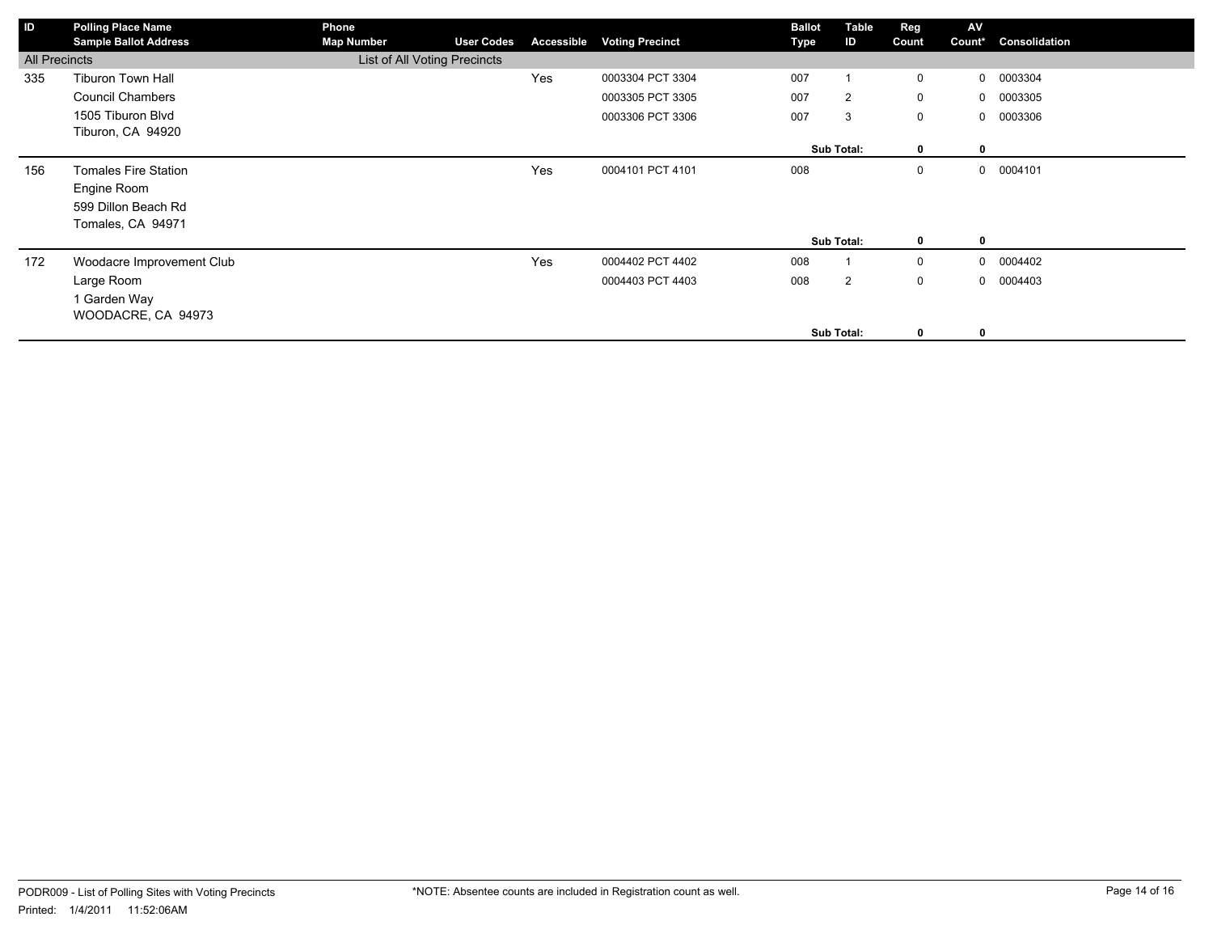| ID | Polling Place Name<br>Sample Ballot Address | Phone<br>Map Number | User Codes | Accessible | Voting Precinct | Ballot Type | Table ID | Reg Count | AV Count* | Consolidation |
|---|---|---|---|---|---|---|---|---|---|---|
| All Precincts | | List of All Voting Precincts | | | | | | | | |
| 335 | Tiburon Town Hall | | | Yes | 0003304 PCT 3304 | 007 | 1 | 0 | 0 | 0003304 |
| | Council Chambers | | | | 0003305 PCT 3305 | 007 | 2 | 0 | 0 | 0003305 |
| | 1505 Tiburon Blvd<br>Tiburon, CA 94920 | | | | 0003306 PCT 3306 | 007 | 3 | 0 | 0 | 0003306 |
| | | | | | | | **Sub Total:** | **0** | **0** | |
| 156 | Tomales Fire Station | | | Yes | 0004101 PCT 4101 | 008 | | 0 | 0 | 0004101 |
| | Engine Room | | | | | | | | | |
| | 599 Dillon Beach Rd<br>Tomales, CA 94971 | | | | | | | | | |
| | | | | | | | **Sub Total:** | **0** | **0** | |
| 172 | Woodacre Improvement Club | | | Yes | 0004402 PCT 4402 | 008 | 1 | 0 | 0 | 0004402 |
| | Large Room | | | | 0004403 PCT 4403 | 008 | 2 | 0 | 0 | 0004403 |
| | 1 Garden Way<br>WOODACRE, CA 94973 | | | | | | | | | |
| | | | | | | | **Sub Total:** | **0** | **0** | |

PODR009 - List of Polling Sites with Voting Precincts
Printed: 1/4/2011 11:52:06AM

*NOTE: Absentee counts are included in Registration count as well.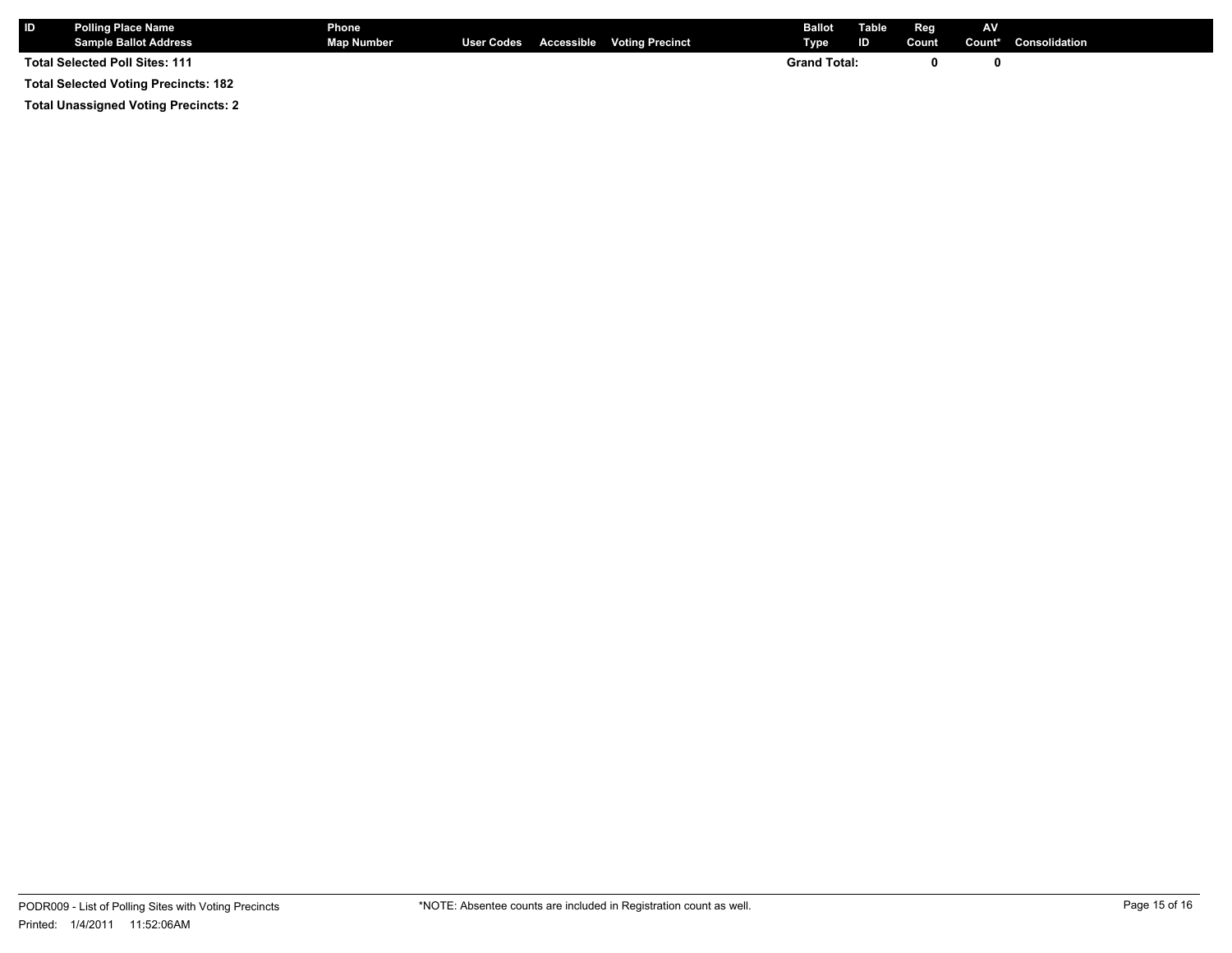| ID | Polling Place Name<br>Sample Ballot Address | Phone<br>Map Number | User Codes | Accessible | Voting Precinct | Ballot Type | Table ID | Reg Count | AV Count* | Consolidation |
|---|---|---|---|---|---|---|---|---|---|---|
| Total Selected Poll Sites: 111 | | | | | | Grand Total: | | 0 | 0 | |

**Total Selected Voting Precincts: 182**

**Total Unassigned Voting Precincts: 2**

PODR009 - List of Polling Sites with Voting Precincts

Printed: 1/4/2011 11:52:06AM

*NOTE: Absentee counts are included in Registration count as well.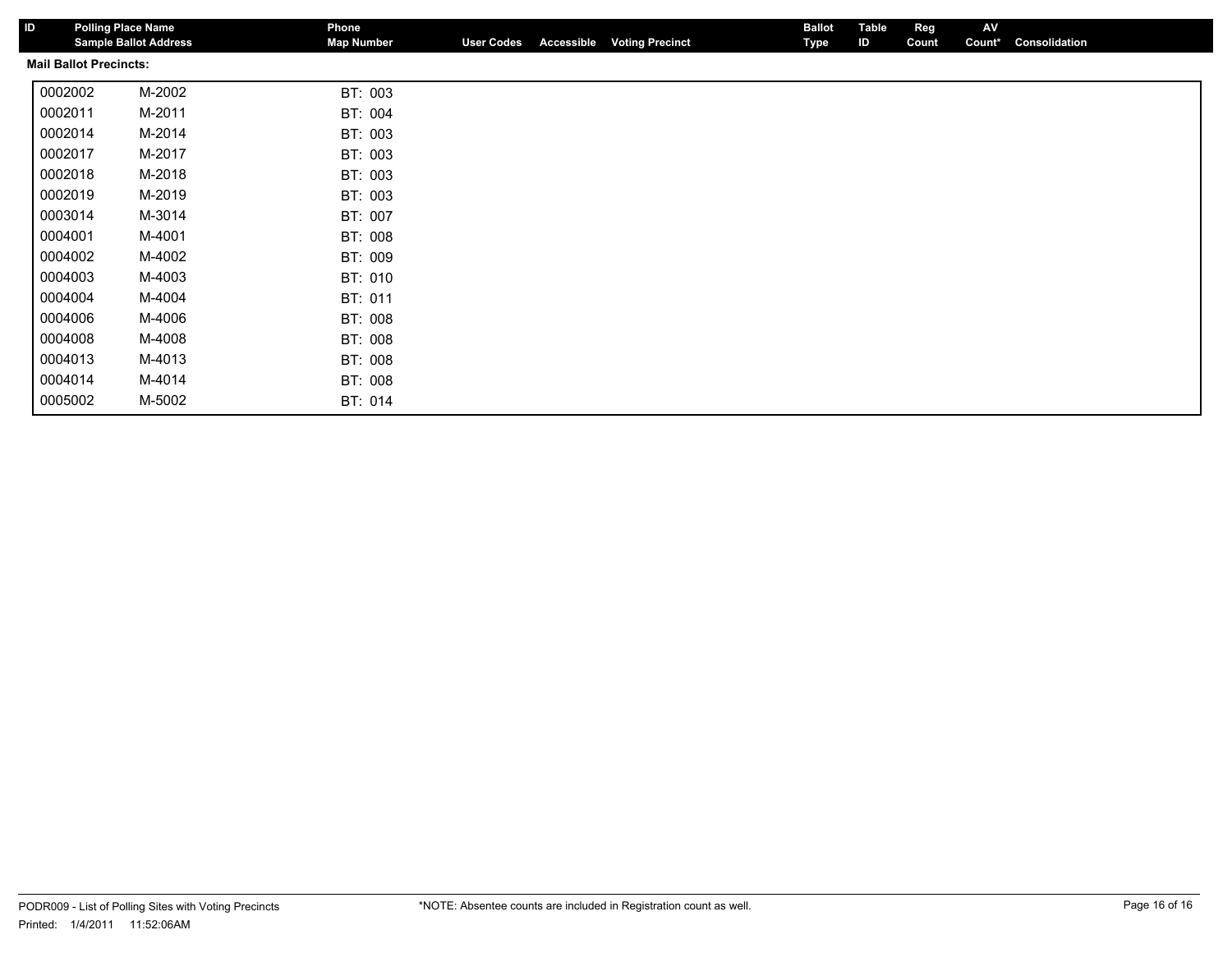| ID | Polling Place Name / Sample Ballot Address | Phone / Map Number | User Codes | Accessible | Voting Precinct | Ballot Type | Table ID | Reg Count | AV Count* | Consolidation |
|---|---|---|---|---|---|---|---|---|---|---|

**Mail Ballot Precincts:**

| | | |
|---|---|---|
| 0002002 | M-2002 | BT: 003 |
| 0002011 | M-2011 | BT: 004 |
| 0002014 | M-2014 | BT: 003 |
| 0002017 | M-2017 | BT: 003 |
| 0002018 | M-2018 | BT: 003 |
| 0002019 | M-2019 | BT: 003 |
| 0003014 | M-3014 | BT: 007 |
| 0004001 | M-4001 | BT: 008 |
| 0004002 | M-4002 | BT: 009 |
| 0004003 | M-4003 | BT: 010 |
| 0004004 | M-4004 | BT: 011 |
| 0004006 | M-4006 | BT: 008 |
| 0004008 | M-4008 | BT: 008 |
| 0004013 | M-4013 | BT: 008 |
| 0004014 | M-4014 | BT: 008 |
| 0005002 | M-5002 | BT: 014 |

PODR009 - List of Polling Sites with Voting Precincts

Printed: 1/4/2011 11:52:06AM

*NOTE: Absentee counts are included in Registration count as well.